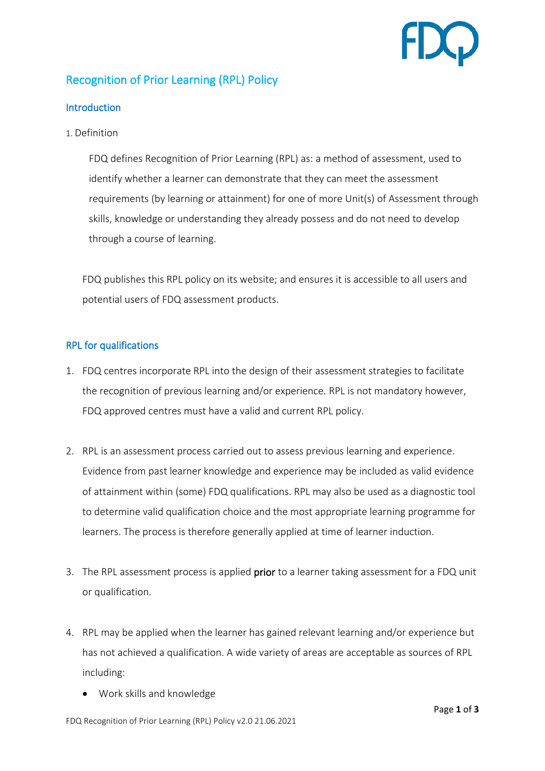# Recognition of Prior Learning (RPL) Policy

## Introduction

1. Definition

> FDQ defines Recognition of Prior Learning (RPL) as: a method of assessment, used to identify whether a learner can demonstrate that they can meet the assessment requirements (by learning or attainment) for one of more Unit(s) of Assessment through skills, knowledge or understanding they already possess and do not need to develop through a course of learning.

FDQ publishes this RPL policy on its website; and ensures it is accessible to all users and potential users of FDQ assessment products.

## RPL for qualifications

1. FDQ centres incorporate RPL into the design of their assessment strategies to facilitate the recognition of previous learning and/or experience. RPL is not mandatory however, FDQ approved centres must have a valid and current RPL policy.

2. RPL is an assessment process carried out to assess previous learning and experience. Evidence from past learner knowledge and experience may be included as valid evidence of attainment within (some) FDQ qualifications. RPL may also be used as a diagnostic tool to determine valid qualification choice and the most appropriate learning programme for learners. The process is therefore generally applied at time of learner induction.

3. The RPL assessment process is applied **prior** to a learner taking assessment for a FDQ unit or qualification.

4. RPL may be applied when the learner has gained relevant learning and/or experience but has not achieved a qualification. A wide variety of areas are acceptable as sources of RPL including:
   - Work skills and knowledge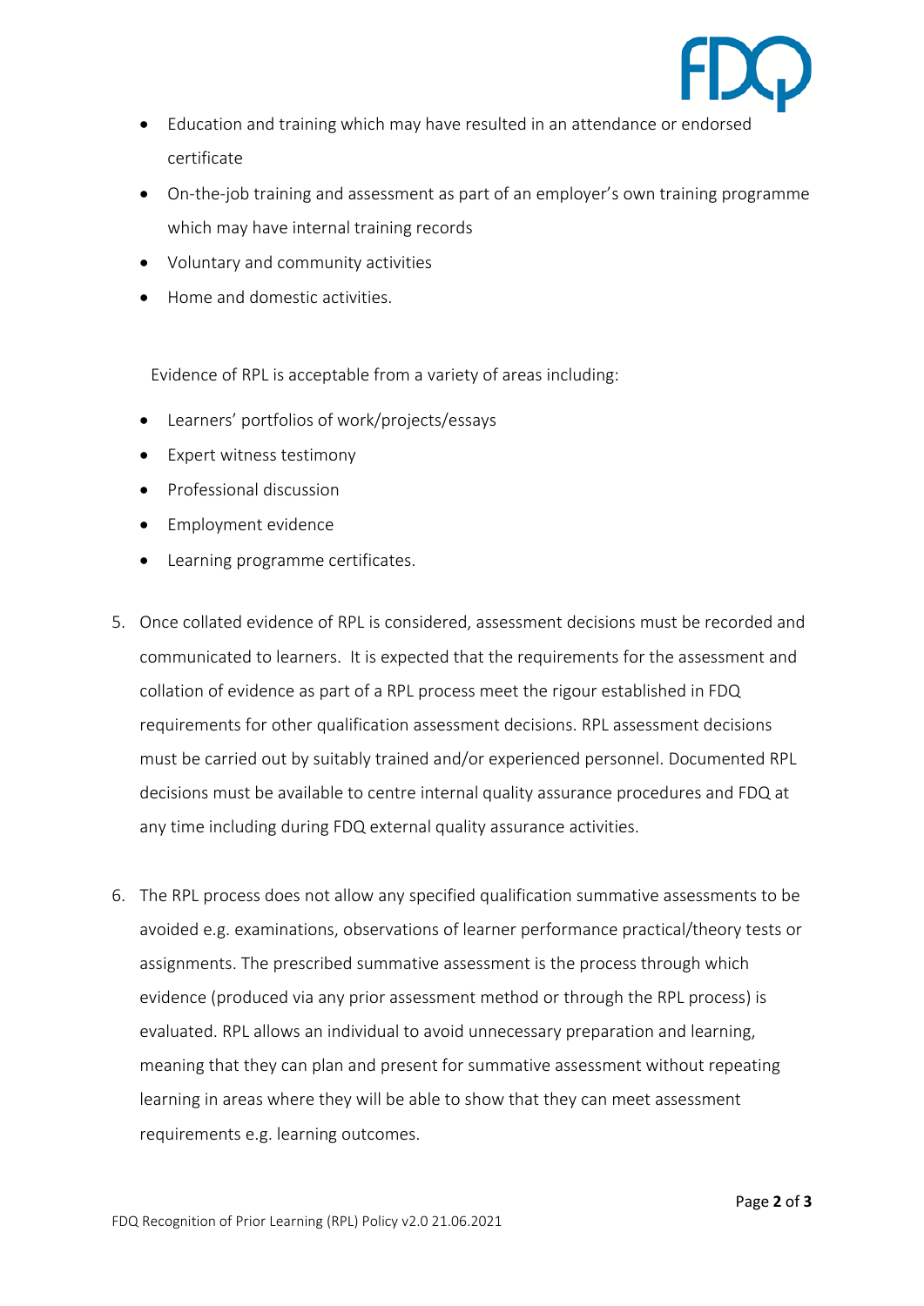- Education and training which may have resulted in an attendance or endorsed certificate
- On-the-job training and assessment as part of an employer's own training programme which may have internal training records
- Voluntary and community activities
- Home and domestic activities.

Evidence of RPL is acceptable from a variety of areas including:

- Learners' portfolios of work/projects/essays
- Expert witness testimony
- Professional discussion
- Employment evidence
- Learning programme certificates.

5. Once collated evidence of RPL is considered, assessment decisions must be recorded and communicated to learners. It is expected that the requirements for the assessment and collation of evidence as part of a RPL process meet the rigour established in FDQ requirements for other qualification assessment decisions. RPL assessment decisions must be carried out by suitably trained and/or experienced personnel. Documented RPL decisions must be available to centre internal quality assurance procedures and FDQ at any time including during FDQ external quality assurance activities.

6. The RPL process does not allow any specified qualification summative assessments to be avoided e.g. examinations, observations of learner performance practical/theory tests or assignments. The prescribed summative assessment is the process through which evidence (produced via any prior assessment method or through the RPL process) is evaluated. RPL allows an individual to avoid unnecessary preparation and learning, meaning that they can plan and present for summative assessment without repeating learning in areas where they will be able to show that they can meet assessment requirements e.g. learning outcomes.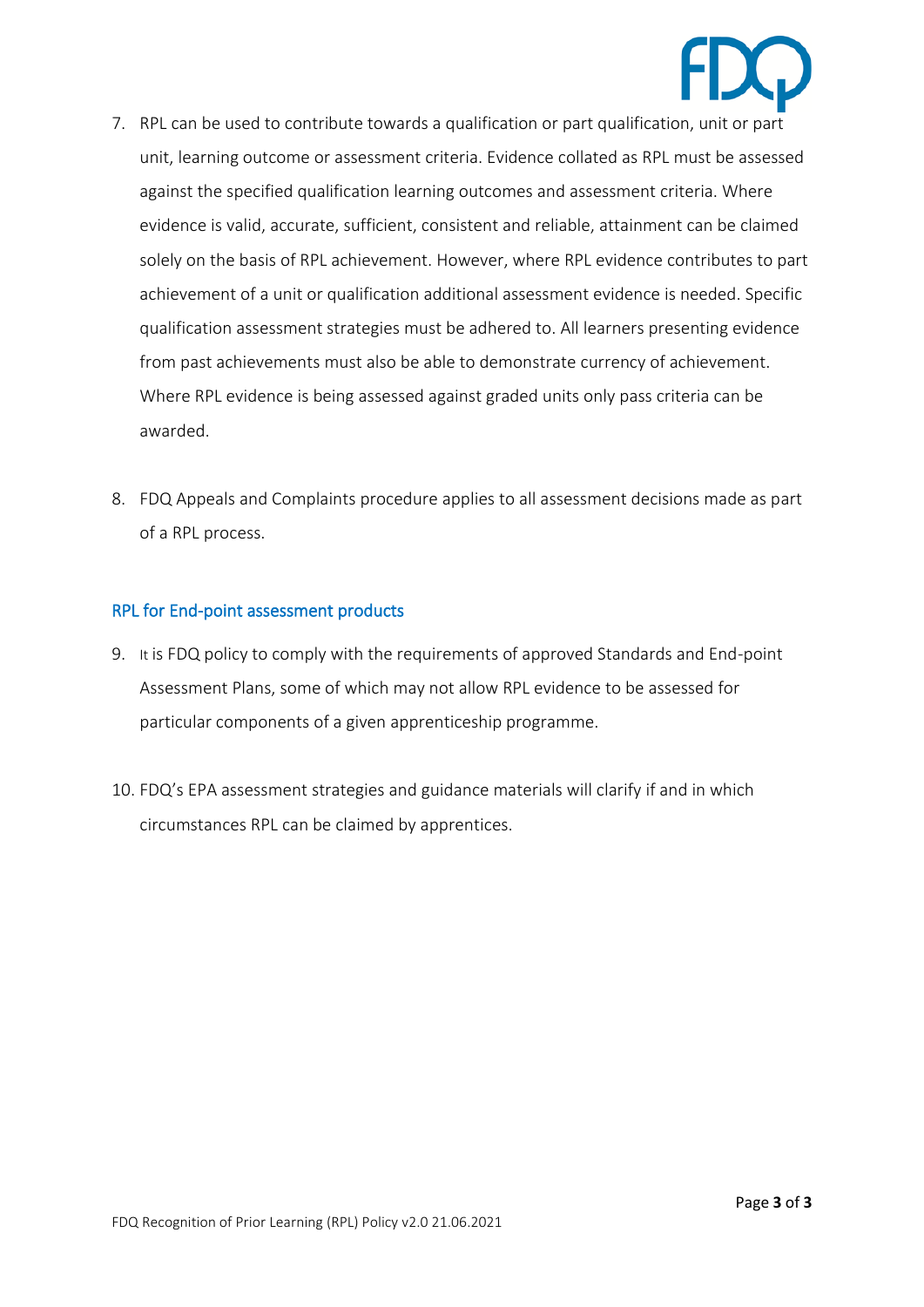7. RPL can be used to contribute towards a qualification or part qualification, unit or part unit, learning outcome or assessment criteria. Evidence collated as RPL must be assessed against the specified qualification learning outcomes and assessment criteria. Where evidence is valid, accurate, sufficient, consistent and reliable, attainment can be claimed solely on the basis of RPL achievement. However, where RPL evidence contributes to part achievement of a unit or qualification additional assessment evidence is needed. Specific qualification assessment strategies must be adhered to. All learners presenting evidence from past achievements must also be able to demonstrate currency of achievement. Where RPL evidence is being assessed against graded units only pass criteria can be awarded.

8. FDQ Appeals and Complaints procedure applies to all assessment decisions made as part of a RPL process.

## RPL for End-point assessment products

9. It is FDQ policy to comply with the requirements of approved Standards and End-point Assessment Plans, some of which may not allow RPL evidence to be assessed for particular components of a given apprenticeship programme.

10. FDQ's EPA assessment strategies and guidance materials will clarify if and in which circumstances RPL can be claimed by apprentices.